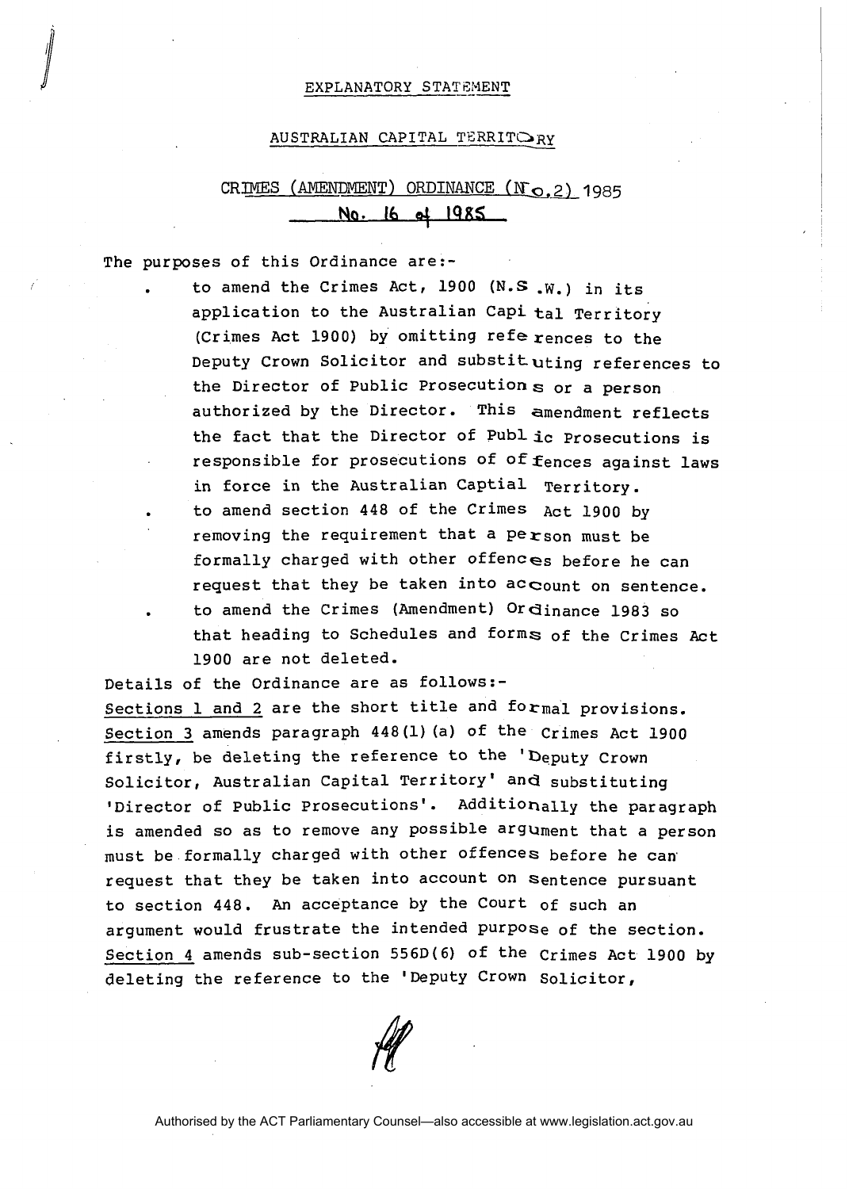EXPLANATORY STATEMENT

AUSTRALIAN CAPITAL TERRITORY

CRIMES (AMENDMENT) ORDINANCE (No.2) 1985

No. 16 of 1985

The purposes of this Ordinance are:-

- to amend the Crimes Act, 1900 (N.S.W.) in its application to the Australian Capital Territory (Crimes Act 1900) by omitting references to the Deputy Crown Solicitor and substituting references to the Director of Public Prosecutions or a person authorized by the Director. This amendment reflects the fact that the Director of Public Prosecutions is responsible for prosecutions of offences against laws in force in the Australian Captial Territory.
- to amend section 448 of the Crimes Act 1900 by removing the requirement that a person must be formally charged with other offences before he can request that they be taken into account on sentence.
- to amend the Crimes (Amendment) Ordinance 1983 so that heading to Schedules and forms of the Crimes Act 1900 are not deleted.

Details of the Ordinance are as follows:-

Sections 1 and 2 are the short title and formal provisions.

Section 3 amends paragraph 448(1)(a) of the Crimes Act 1900 firstly, be deleting the reference to the 'Deputy Crown Solicitor, Australian Capital Territory' and substituting 'Director of Public Prosecutions'. Additionally the paragraph is amended so as to remove any possible argument that a person must be formally charged with other offences before he can request that they be taken into account on sentence pursuant to section 448. An acceptance by the Court of such an argument would frustrate the intended purpose of the section.

Section 4 amends sub-section 556D(6) of the Crimes Act 1900 by deleting the reference to the 'Deputy Crown Solicitor,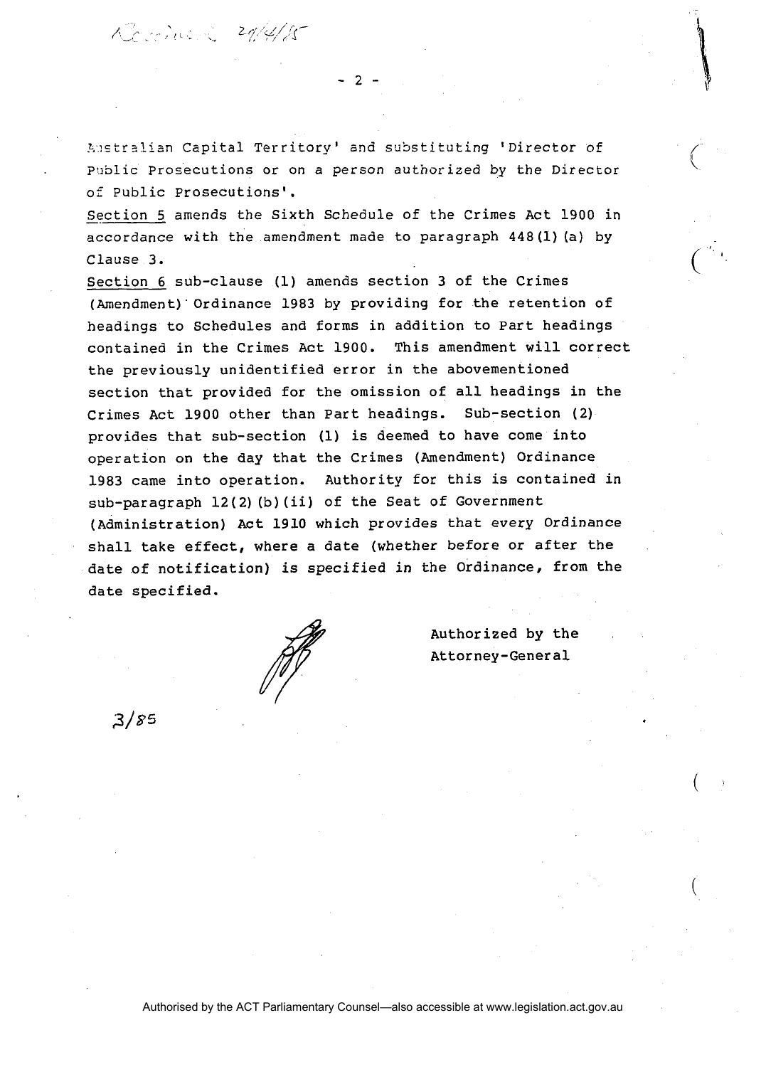Australian Capital Territory' and substituting 'Director of Public Prosecutions or on a person authorized by the Director of Public Prosecutions'.

Section 5 amends the Sixth Schedule of the Crimes Act 1900 in accordance with the amendment made to paragraph 448(1)(a) by Clause 3.

Section 6 sub-clause (1) amends section 3 of the Crimes (Amendment) Ordinance 1983 by providing for the retention of headings to Schedules and forms in addition to Part headings contained in the Crimes Act 1900. This amendment will correct the previously unidentified error in the abovementioned section that provided for the omission of all headings in the Crimes Act 1900 other than Part headings. Sub-section (2) provides that sub-section (1) is deemed to have come into operation on the day that the Crimes (Amendment) Ordinance 1983 came into operation. Authority for this is contained in sub-paragraph 12(2)(b)(ii) of the Seat of Government (Administration) Act 1910 which provides that every Ordinance shall take effect, where a date (whether before or after the date of notification) is specified in the Ordinance, from the date specified.

Authorized by the
Attorney-General

3/85